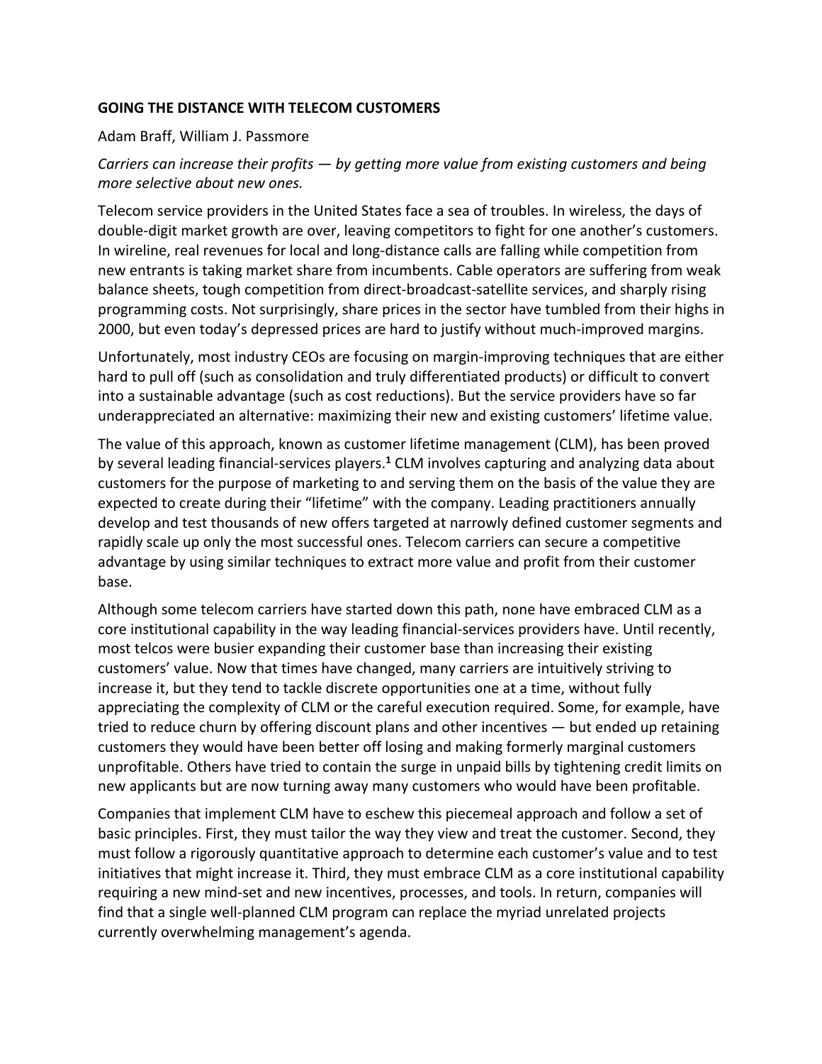# GOING THE DISTANCE WITH TELECOM CUSTOMERS

Adam Braff, William J. Passmore

*Carriers can increase their profits — by getting more value from existing customers and being more selective about new ones.*

Telecom service providers in the United States face a sea of troubles. In wireless, the days of double-digit market growth are over, leaving competitors to fight for one another's customers. In wireline, real revenues for local and long-distance calls are falling while competition from new entrants is taking market share from incumbents. Cable operators are suffering from weak balance sheets, tough competition from direct-broadcast-satellite services, and sharply rising programming costs. Not surprisingly, share prices in the sector have tumbled from their highs in 2000, but even today's depressed prices are hard to justify without much-improved margins.

Unfortunately, most industry CEOs are focusing on margin-improving techniques that are either hard to pull off (such as consolidation and truly differentiated products) or difficult to convert into a sustainable advantage (such as cost reductions). But the service providers have so far underappreciated an alternative: maximizing their new and existing customers' lifetime value.

The value of this approach, known as customer lifetime management (CLM), has been proved by several leading financial-services players.[1] CLM involves capturing and analyzing data about customers for the purpose of marketing to and serving them on the basis of the value they are expected to create during their "lifetime" with the company. Leading practitioners annually develop and test thousands of new offers targeted at narrowly defined customer segments and rapidly scale up only the most successful ones. Telecom carriers can secure a competitive advantage by using similar techniques to extract more value and profit from their customer base.

Although some telecom carriers have started down this path, none have embraced CLM as a core institutional capability in the way leading financial-services providers have. Until recently, most telcos were busier expanding their customer base than increasing their existing customers' value. Now that times have changed, many carriers are intuitively striving to increase it, but they tend to tackle discrete opportunities one at a time, without fully appreciating the complexity of CLM or the careful execution required. Some, for example, have tried to reduce churn by offering discount plans and other incentives — but ended up retaining customers they would have been better off losing and making formerly marginal customers unprofitable. Others have tried to contain the surge in unpaid bills by tightening credit limits on new applicants but are now turning away many customers who would have been profitable.

Companies that implement CLM have to eschew this piecemeal approach and follow a set of basic principles. First, they must tailor the way they view and treat the customer. Second, they must follow a rigorously quantitative approach to determine each customer's value and to test initiatives that might increase it. Third, they must embrace CLM as a core institutional capability requiring a new mind-set and new incentives, processes, and tools. In return, companies will find that a single well-planned CLM program can replace the myriad unrelated projects currently overwhelming management's agenda.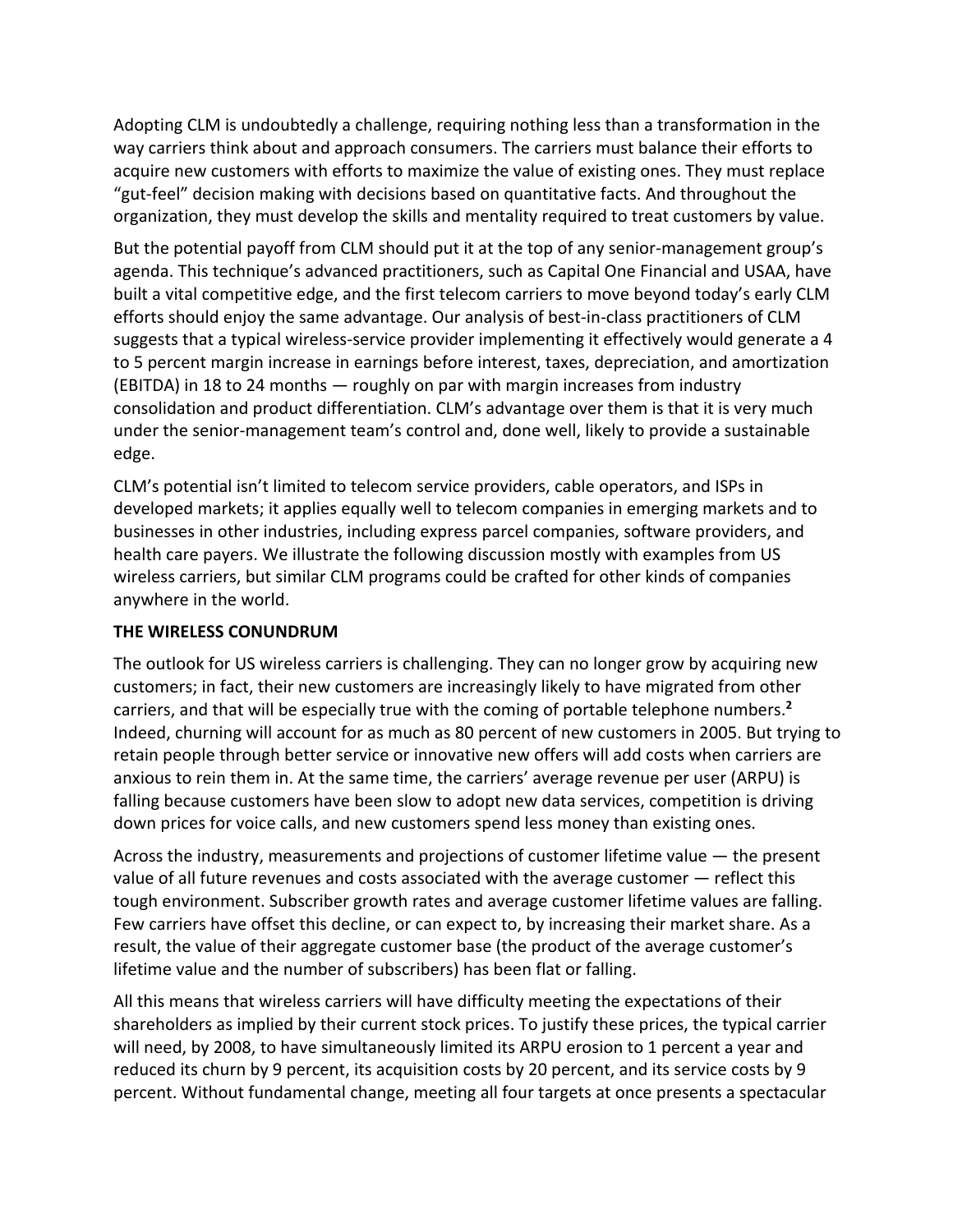Adopting CLM is undoubtedly a challenge, requiring nothing less than a transformation in the way carriers think about and approach consumers. The carriers must balance their efforts to acquire new customers with efforts to maximize the value of existing ones. They must replace "gut-feel" decision making with decisions based on quantitative facts. And throughout the organization, they must develop the skills and mentality required to treat customers by value.

But the potential payoff from CLM should put it at the top of any senior-management group's agenda. This technique's advanced practitioners, such as Capital One Financial and USAA, have built a vital competitive edge, and the first telecom carriers to move beyond today's early CLM efforts should enjoy the same advantage. Our analysis of best-in-class practitioners of CLM suggests that a typical wireless-service provider implementing it effectively would generate a 4 to 5 percent margin increase in earnings before interest, taxes, depreciation, and amortization (EBITDA) in 18 to 24 months — roughly on par with margin increases from industry consolidation and product differentiation. CLM's advantage over them is that it is very much under the senior-management team's control and, done well, likely to provide a sustainable edge.

CLM's potential isn't limited to telecom service providers, cable operators, and ISPs in developed markets; it applies equally well to telecom companies in emerging markets and to businesses in other industries, including express parcel companies, software providers, and health care payers. We illustrate the following discussion mostly with examples from US wireless carriers, but similar CLM programs could be crafted for other kinds of companies anywhere in the world.

**THE WIRELESS CONUNDRUM**

The outlook for US wireless carriers is challenging. They can no longer grow by acquiring new customers; in fact, their new customers are increasingly likely to have migrated from other carriers, and that will be especially true with the coming of portable telephone numbers.[2] Indeed, churning will account for as much as 80 percent of new customers in 2005. But trying to retain people through better service or innovative new offers will add costs when carriers are anxious to rein them in. At the same time, the carriers' average revenue per user (ARPU) is falling because customers have been slow to adopt new data services, competition is driving down prices for voice calls, and new customers spend less money than existing ones.

Across the industry, measurements and projections of customer lifetime value — the present value of all future revenues and costs associated with the average customer — reflect this tough environment. Subscriber growth rates and average customer lifetime values are falling. Few carriers have offset this decline, or can expect to, by increasing their market share. As a result, the value of their aggregate customer base (the product of the average customer's lifetime value and the number of subscribers) has been flat or falling.

All this means that wireless carriers will have difficulty meeting the expectations of their shareholders as implied by their current stock prices. To justify these prices, the typical carrier will need, by 2008, to have simultaneously limited its ARPU erosion to 1 percent a year and reduced its churn by 9 percent, its acquisition costs by 20 percent, and its service costs by 9 percent. Without fundamental change, meeting all four targets at once presents a spectacular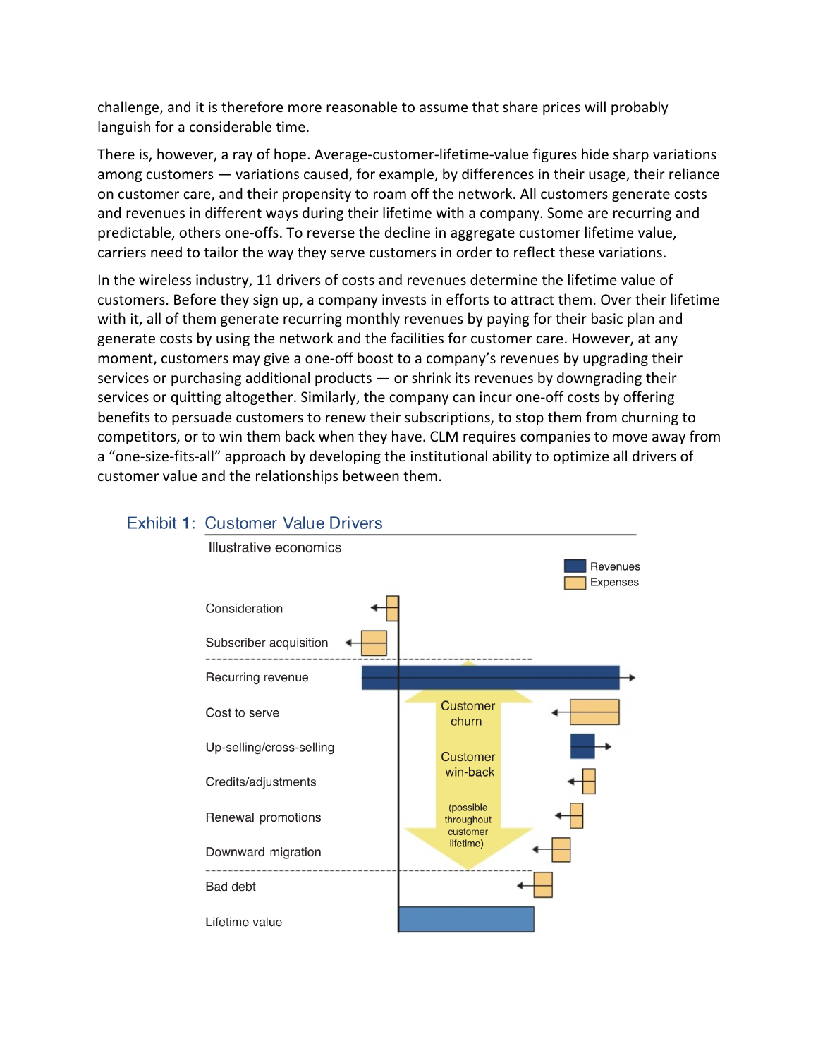challenge, and it is therefore more reasonable to assume that share prices will probably languish for a considerable time.

There is, however, a ray of hope. Average-customer-lifetime-value figures hide sharp variations among customers — variations caused, for example, by differences in their usage, their reliance on customer care, and their propensity to roam off the network. All customers generate costs and revenues in different ways during their lifetime with a company. Some are recurring and predictable, others one-offs. To reverse the decline in aggregate customer lifetime value, carriers need to tailor the way they serve customers in order to reflect these variations.

In the wireless industry, 11 drivers of costs and revenues determine the lifetime value of customers. Before they sign up, a company invests in efforts to attract them. Over their lifetime with it, all of them generate recurring monthly revenues by paying for their basic plan and generate costs by using the network and the facilities for customer care. However, at any moment, customers may give a one-off boost to a company's revenues by upgrading their services or purchasing additional products — or shrink its revenues by downgrading their services or quitting altogether. Similarly, the company can incur one-off costs by offering benefits to persuade customers to renew their subscriptions, to stop them from churning to competitors, or to win them back when they have. CLM requires companies to move away from a "one-size-fits-all" approach by developing the institutional ability to optimize all drivers of customer value and the relationships between them.

**Exhibit 1: Customer Value Drivers**

Illustrative economics

Revenues
Expenses

Consideration

Subscriber acquisition

Recurring revenue

Cost to serve

Up-selling/cross-selling

Credits/adjustments

Renewal promotions

Downward migration

Bad debt

Lifetime value

Customer churn

Customer win-back

(possible throughout customer lifetime)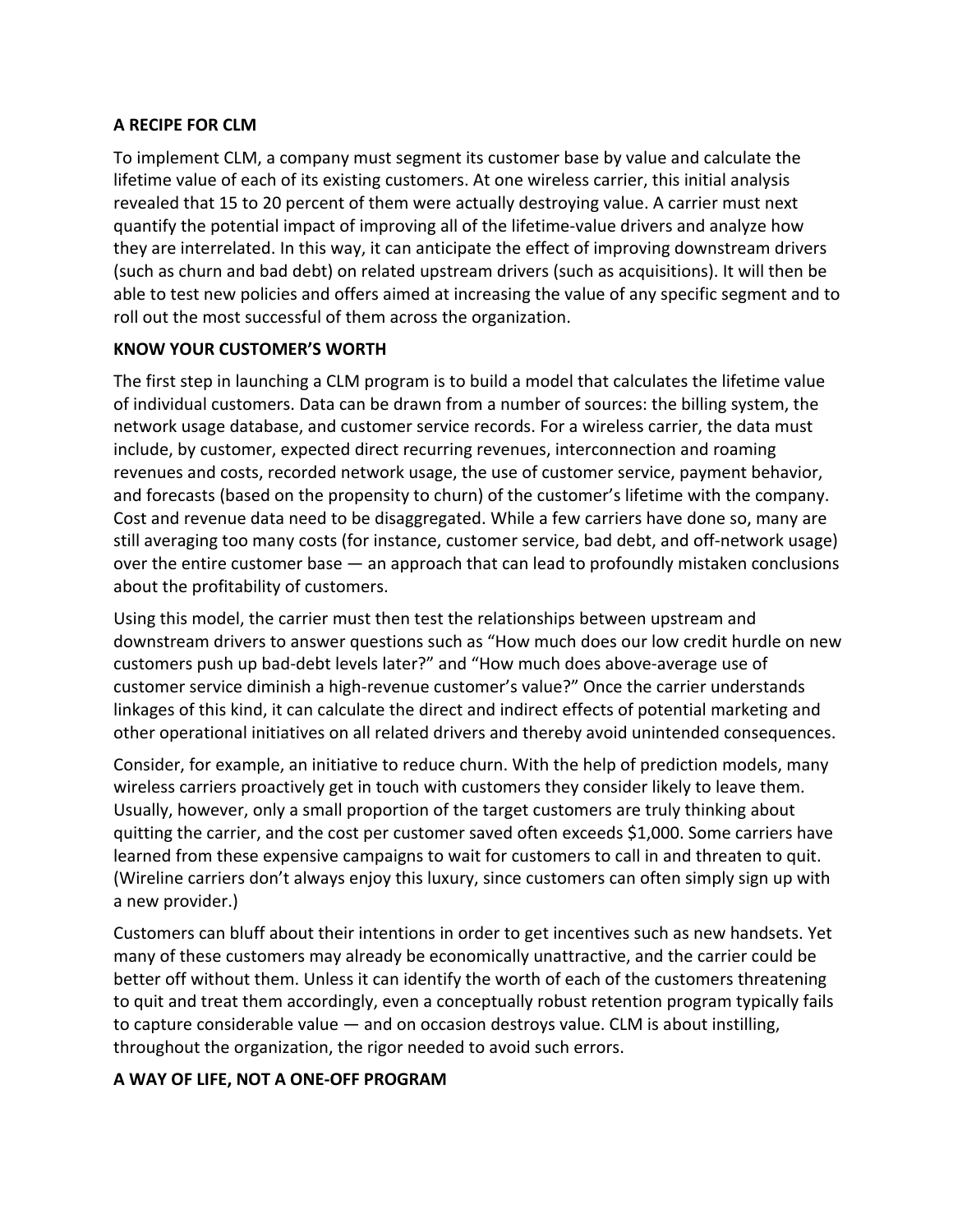## A RECIPE FOR CLM

To implement CLM, a company must segment its customer base by value and calculate the lifetime value of each of its existing customers. At one wireless carrier, this initial analysis revealed that 15 to 20 percent of them were actually destroying value. A carrier must next quantify the potential impact of improving all of the lifetime-value drivers and analyze how they are interrelated. In this way, it can anticipate the effect of improving downstream drivers (such as churn and bad debt) on related upstream drivers (such as acquisitions). It will then be able to test new policies and offers aimed at increasing the value of any specific segment and to roll out the most successful of them across the organization.

## KNOW YOUR CUSTOMER'S WORTH

The first step in launching a CLM program is to build a model that calculates the lifetime value of individual customers. Data can be drawn from a number of sources: the billing system, the network usage database, and customer service records. For a wireless carrier, the data must include, by customer, expected direct recurring revenues, interconnection and roaming revenues and costs, recorded network usage, the use of customer service, payment behavior, and forecasts (based on the propensity to churn) of the customer's lifetime with the company. Cost and revenue data need to be disaggregated. While a few carriers have done so, many are still averaging too many costs (for instance, customer service, bad debt, and off-network usage) over the entire customer base — an approach that can lead to profoundly mistaken conclusions about the profitability of customers.

Using this model, the carrier must then test the relationships between upstream and downstream drivers to answer questions such as "How much does our low credit hurdle on new customers push up bad-debt levels later?" and "How much does above-average use of customer service diminish a high-revenue customer's value?" Once the carrier understands linkages of this kind, it can calculate the direct and indirect effects of potential marketing and other operational initiatives on all related drivers and thereby avoid unintended consequences.

Consider, for example, an initiative to reduce churn. With the help of prediction models, many wireless carriers proactively get in touch with customers they consider likely to leave them. Usually, however, only a small proportion of the target customers are truly thinking about quitting the carrier, and the cost per customer saved often exceeds $1,000. Some carriers have learned from these expensive campaigns to wait for customers to call in and threaten to quit. (Wireline carriers don't always enjoy this luxury, since customers can often simply sign up with a new provider.)

Customers can bluff about their intentions in order to get incentives such as new handsets. Yet many of these customers may already be economically unattractive, and the carrier could be better off without them. Unless it can identify the worth of each of the customers threatening to quit and treat them accordingly, even a conceptually robust retention program typically fails to capture considerable value — and on occasion destroys value. CLM is about instilling, throughout the organization, the rigor needed to avoid such errors.

## A WAY OF LIFE, NOT A ONE-OFF PROGRAM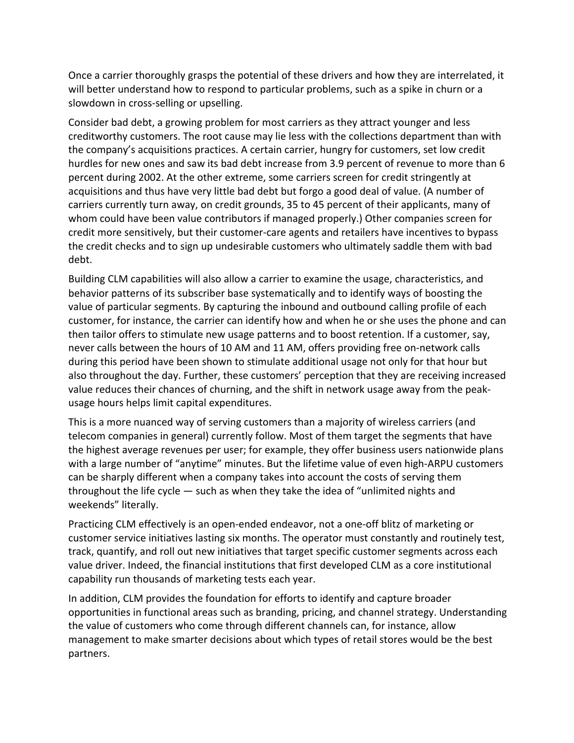Once a carrier thoroughly grasps the potential of these drivers and how they are interrelated, it will better understand how to respond to particular problems, such as a spike in churn or a slowdown in cross-selling or upselling.

Consider bad debt, a growing problem for most carriers as they attract younger and less creditworthy customers. The root cause may lie less with the collections department than with the company's acquisitions practices. A certain carrier, hungry for customers, set low credit hurdles for new ones and saw its bad debt increase from 3.9 percent of revenue to more than 6 percent during 2002. At the other extreme, some carriers screen for credit stringently at acquisitions and thus have very little bad debt but forgo a good deal of value. (A number of carriers currently turn away, on credit grounds, 35 to 45 percent of their applicants, many of whom could have been value contributors if managed properly.) Other companies screen for credit more sensitively, but their customer-care agents and retailers have incentives to bypass the credit checks and to sign up undesirable customers who ultimately saddle them with bad debt.

Building CLM capabilities will also allow a carrier to examine the usage, characteristics, and behavior patterns of its subscriber base systematically and to identify ways of boosting the value of particular segments. By capturing the inbound and outbound calling profile of each customer, for instance, the carrier can identify how and when he or she uses the phone and can then tailor offers to stimulate new usage patterns and to boost retention. If a customer, say, never calls between the hours of 10 AM and 11 AM, offers providing free on-network calls during this period have been shown to stimulate additional usage not only for that hour but also throughout the day. Further, these customers' perception that they are receiving increased value reduces their chances of churning, and the shift in network usage away from the peak-usage hours helps limit capital expenditures.

This is a more nuanced way of serving customers than a majority of wireless carriers (and telecom companies in general) currently follow. Most of them target the segments that have the highest average revenues per user; for example, they offer business users nationwide plans with a large number of "anytime" minutes. But the lifetime value of even high-ARPU customers can be sharply different when a company takes into account the costs of serving them throughout the life cycle — such as when they take the idea of "unlimited nights and weekends" literally.

Practicing CLM effectively is an open-ended endeavor, not a one-off blitz of marketing or customer service initiatives lasting six months. The operator must constantly and routinely test, track, quantify, and roll out new initiatives that target specific customer segments across each value driver. Indeed, the financial institutions that first developed CLM as a core institutional capability run thousands of marketing tests each year.

In addition, CLM provides the foundation for efforts to identify and capture broader opportunities in functional areas such as branding, pricing, and channel strategy. Understanding the value of customers who come through different channels can, for instance, allow management to make smarter decisions about which types of retail stores would be the best partners.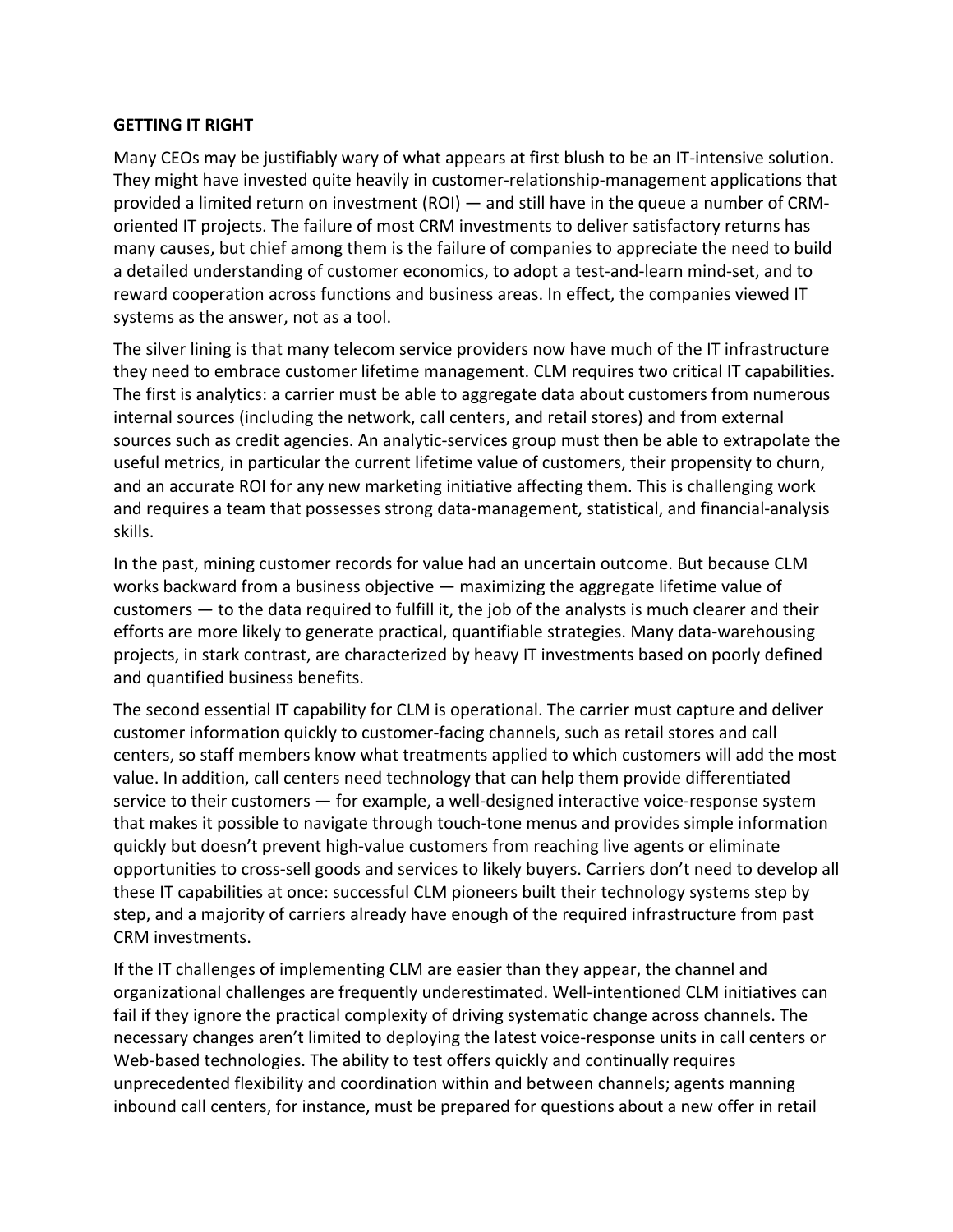## GETTING IT RIGHT

Many CEOs may be justifiably wary of what appears at first blush to be an IT-intensive solution. They might have invested quite heavily in customer-relationship-management applications that provided a limited return on investment (ROI) — and still have in the queue a number of CRM-oriented IT projects. The failure of most CRM investments to deliver satisfactory returns has many causes, but chief among them is the failure of companies to appreciate the need to build a detailed understanding of customer economics, to adopt a test-and-learn mind-set, and to reward cooperation across functions and business areas. In effect, the companies viewed IT systems as the answer, not as a tool.

The silver lining is that many telecom service providers now have much of the IT infrastructure they need to embrace customer lifetime management. CLM requires two critical IT capabilities. The first is analytics: a carrier must be able to aggregate data about customers from numerous internal sources (including the network, call centers, and retail stores) and from external sources such as credit agencies. An analytic-services group must then be able to extrapolate the useful metrics, in particular the current lifetime value of customers, their propensity to churn, and an accurate ROI for any new marketing initiative affecting them. This is challenging work and requires a team that possesses strong data-management, statistical, and financial-analysis skills.

In the past, mining customer records for value had an uncertain outcome. But because CLM works backward from a business objective — maximizing the aggregate lifetime value of customers — to the data required to fulfill it, the job of the analysts is much clearer and their efforts are more likely to generate practical, quantifiable strategies. Many data-warehousing projects, in stark contrast, are characterized by heavy IT investments based on poorly defined and quantified business benefits.

The second essential IT capability for CLM is operational. The carrier must capture and deliver customer information quickly to customer-facing channels, such as retail stores and call centers, so staff members know what treatments applied to which customers will add the most value. In addition, call centers need technology that can help them provide differentiated service to their customers — for example, a well-designed interactive voice-response system that makes it possible to navigate through touch-tone menus and provides simple information quickly but doesn't prevent high-value customers from reaching live agents or eliminate opportunities to cross-sell goods and services to likely buyers. Carriers don't need to develop all these IT capabilities at once: successful CLM pioneers built their technology systems step by step, and a majority of carriers already have enough of the required infrastructure from past CRM investments.

If the IT challenges of implementing CLM are easier than they appear, the channel and organizational challenges are frequently underestimated. Well-intentioned CLM initiatives can fail if they ignore the practical complexity of driving systematic change across channels. The necessary changes aren't limited to deploying the latest voice-response units in call centers or Web-based technologies. The ability to test offers quickly and continually requires unprecedented flexibility and coordination within and between channels; agents manning inbound call centers, for instance, must be prepared for questions about a new offer in retail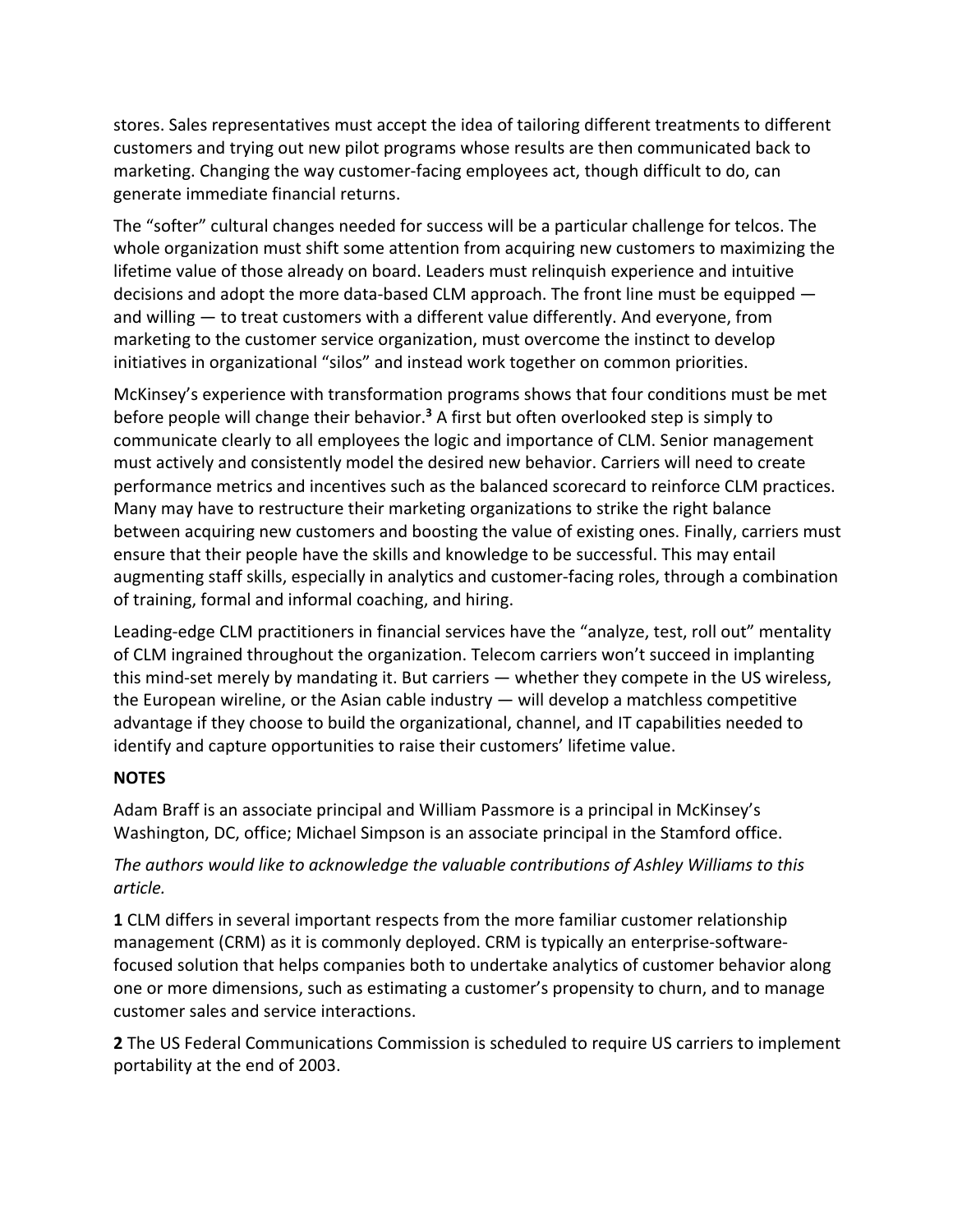stores. Sales representatives must accept the idea of tailoring different treatments to different customers and trying out new pilot programs whose results are then communicated back to marketing. Changing the way customer-facing employees act, though difficult to do, can generate immediate financial returns.

The "softer" cultural changes needed for success will be a particular challenge for telcos. The whole organization must shift some attention from acquiring new customers to maximizing the lifetime value of those already on board. Leaders must relinquish experience and intuitive decisions and adopt the more data-based CLM approach. The front line must be equipped — and willing — to treat customers with a different value differently. And everyone, from marketing to the customer service organization, must overcome the instinct to develop initiatives in organizational "silos" and instead work together on common priorities.

McKinsey's experience with transformation programs shows that four conditions must be met before people will change their behavior.[3] A first but often overlooked step is simply to communicate clearly to all employees the logic and importance of CLM. Senior management must actively and consistently model the desired new behavior. Carriers will need to create performance metrics and incentives such as the balanced scorecard to reinforce CLM practices. Many may have to restructure their marketing organizations to strike the right balance between acquiring new customers and boosting the value of existing ones. Finally, carriers must ensure that their people have the skills and knowledge to be successful. This may entail augmenting staff skills, especially in analytics and customer-facing roles, through a combination of training, formal and informal coaching, and hiring.

Leading-edge CLM practitioners in financial services have the "analyze, test, roll out" mentality of CLM ingrained throughout the organization. Telecom carriers won't succeed in implanting this mind-set merely by mandating it. But carriers — whether they compete in the US wireless, the European wireline, or the Asian cable industry — will develop a matchless competitive advantage if they choose to build the organizational, channel, and IT capabilities needed to identify and capture opportunities to raise their customers' lifetime value.

**NOTES**

Adam Braff is an associate principal and William Passmore is a principal in McKinsey's Washington, DC, office; Michael Simpson is an associate principal in the Stamford office.

*The authors would like to acknowledge the valuable contributions of Ashley Williams to this article.*

**1** CLM differs in several important respects from the more familiar customer relationship management (CRM) as it is commonly deployed. CRM is typically an enterprise-software-focused solution that helps companies both to undertake analytics of customer behavior along one or more dimensions, such as estimating a customer's propensity to churn, and to manage customer sales and service interactions.

**2** The US Federal Communications Commission is scheduled to require US carriers to implement portability at the end of 2003.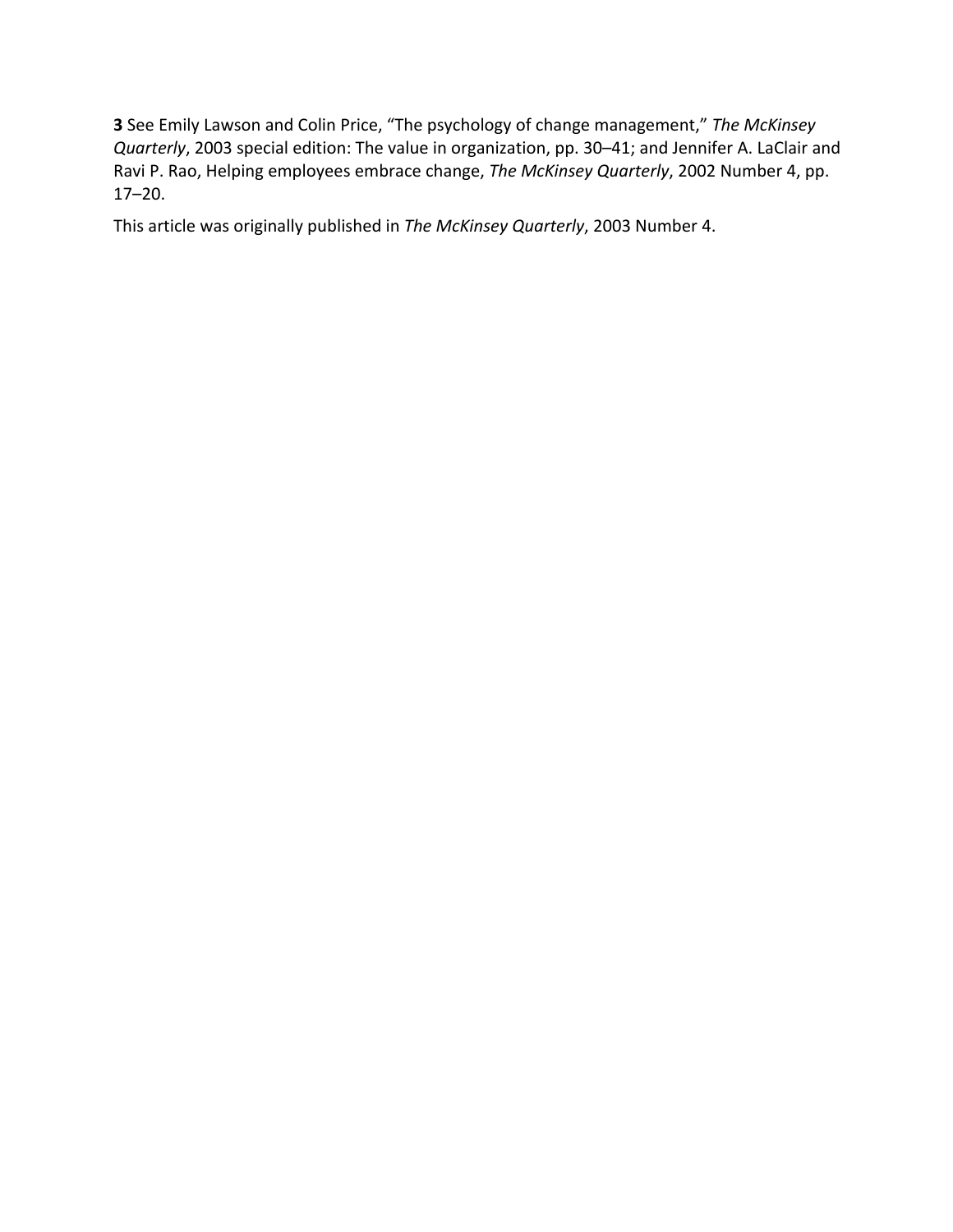**3** See Emily Lawson and Colin Price, "The psychology of change management," *The McKinsey Quarterly*, 2003 special edition: The value in organization, pp. 30–41; and Jennifer A. LaClair and Ravi P. Rao, Helping employees embrace change, *The McKinsey Quarterly*, 2002 Number 4, pp. 17–20.

This article was originally published in *The McKinsey Quarterly*, 2003 Number 4.